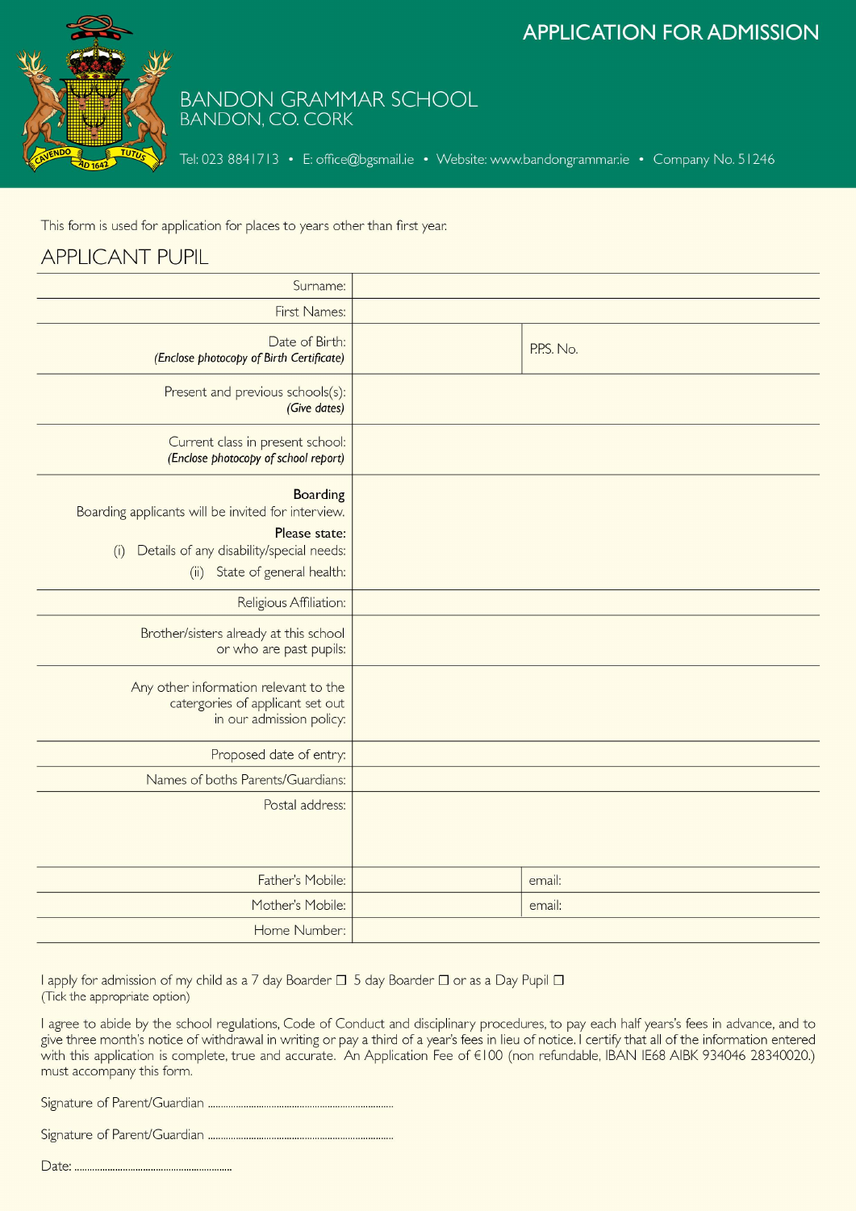# APPLICATION FOR ADMISSION

## BANDON GRAMMAR SCHOOL
BANDON, CO. CORK

Tel: 023 8841713 • E: office@bgsmail.ie • Website: www.bandongrammar.ie • Company No. 51246

This form is used for application for places to years other than first year.

## APPLICANT PUPIL

| | | |
|---|---|---|
| Surname: | | |
| First Names: | | |
| Date of Birth: *(Enclose photocopy of Birth Certificate)* | | P.P.S. No. |
| Present and previous schools(s): *(Give dates)* | | |
| Current class in present school: *(Enclose photocopy of school report)* | | |
| **Boarding** Boarding applicants will be invited for interview. **Please state:** (i) Details of any disability/special needs: (ii) State of general health: | | |
| Religious Affiliation: | | |
| Brother/sisters already at this school or who are past pupils: | | |
| Any other information relevant to the catergories of applicant set out in our admission policy: | | |
| Proposed date of entry: | | |
| Names of boths Parents/Guardians: | | |
| Postal address: | | |
| Father's Mobile: | | email: |
| Mother's Mobile: | | email: |
| Home Number: | | |

I apply for admission of my child as a 7 day Boarder ☐ 5 day Boarder ☐ or as a Day Pupil ☐
(Tick the appropriate option)

I agree to abide by the school regulations, Code of Conduct and disciplinary procedures, to pay each half years's fees in advance, and to give three month's notice of withdrawal in writing or pay a third of a year's fees in lieu of notice. I certify that all of the information entered with this application is complete, true and accurate. An Application Fee of €100 (non refundable, IBAN IE68 AIBK 934046 28340020.) must accompany this form.

Signature of Parent/Guardian ..........................................................................

Signature of Parent/Guardian ..........................................................................

Date: ..............................................................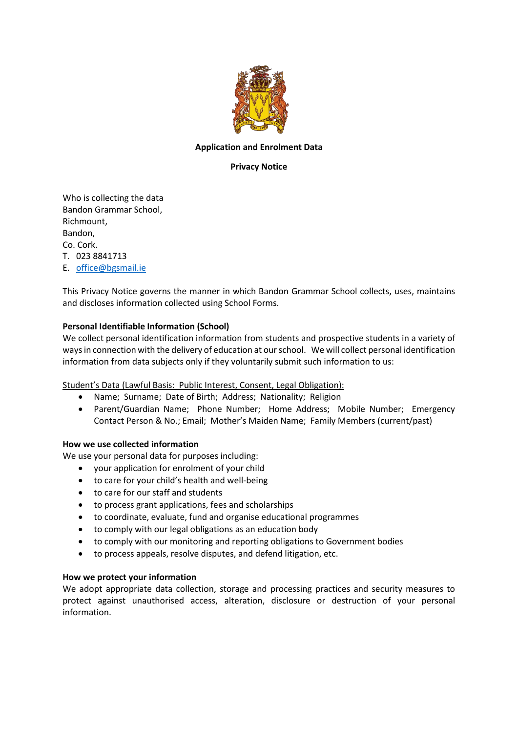**Application and Enrolment Data**

**Privacy Notice**

Who is collecting the data
Bandon Grammar School,
Richmount,
Bandon,
Co. Cork.
T. 023 8841713
E. office@bgsmail.ie

This Privacy Notice governs the manner in which Bandon Grammar School collects, uses, maintains and discloses information collected using School Forms.

**Personal Identifiable Information (School)**

We collect personal identification information from students and prospective students in a variety of ways in connection with the delivery of education at our school. We will collect personal identification information from data subjects only if they voluntarily submit such information to us:

Student's Data (Lawful Basis: Public Interest, Consent, Legal Obligation):

- Name; Surname; Date of Birth; Address; Nationality; Religion
- Parent/Guardian Name; Phone Number; Home Address; Mobile Number; Emergency Contact Person & No.; Email; Mother's Maiden Name; Family Members (current/past)

**How we use collected information**

We use your personal data for purposes including:

- your application for enrolment of your child
- to care for your child's health and well-being
- to care for our staff and students
- to process grant applications, fees and scholarships
- to coordinate, evaluate, fund and organise educational programmes
- to comply with our legal obligations as an education body
- to comply with our monitoring and reporting obligations to Government bodies
- to process appeals, resolve disputes, and defend litigation, etc.

**How we protect your information**

We adopt appropriate data collection, storage and processing practices and security measures to protect against unauthorised access, alteration, disclosure or destruction of your personal information.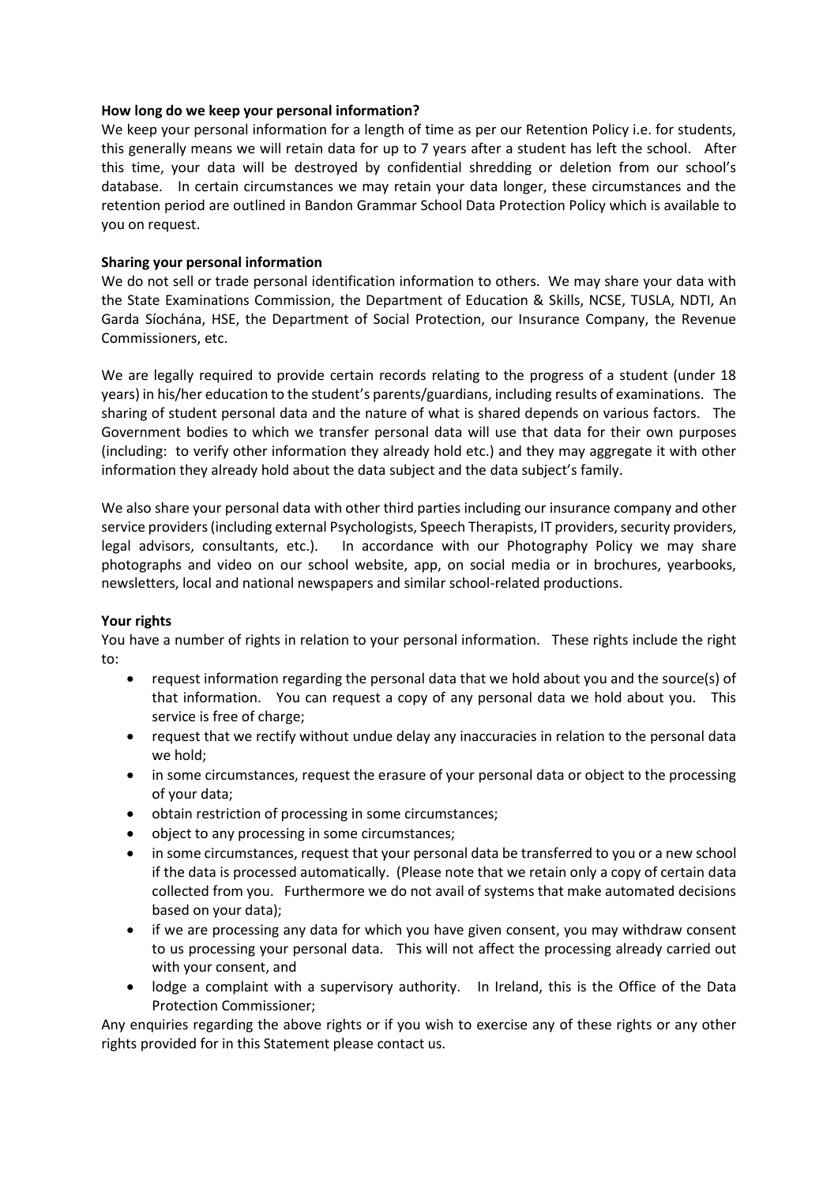**How long do we keep your personal information?**

We keep your personal information for a length of time as per our Retention Policy i.e. for students, this generally means we will retain data for up to 7 years after a student has left the school. After this time, your data will be destroyed by confidential shredding or deletion from our school's database. In certain circumstances we may retain your data longer, these circumstances and the retention period are outlined in Bandon Grammar School Data Protection Policy which is available to you on request.

**Sharing your personal information**

We do not sell or trade personal identification information to others. We may share your data with the State Examinations Commission, the Department of Education & Skills, NCSE, TUSLA, NDTI, An Garda Síochána, HSE, the Department of Social Protection, our Insurance Company, the Revenue Commissioners, etc.

We are legally required to provide certain records relating to the progress of a student (under 18 years) in his/her education to the student's parents/guardians, including results of examinations. The sharing of student personal data and the nature of what is shared depends on various factors. The Government bodies to which we transfer personal data will use that data for their own purposes (including: to verify other information they already hold etc.) and they may aggregate it with other information they already hold about the data subject and the data subject's family.

We also share your personal data with other third parties including our insurance company and other service providers (including external Psychologists, Speech Therapists, IT providers, security providers, legal advisors, consultants, etc.). In accordance with our Photography Policy we may share photographs and video on our school website, app, on social media or in brochures, yearbooks, newsletters, local and national newspapers and similar school-related productions.

**Your rights**

You have a number of rights in relation to your personal information. These rights include the right to:

- request information regarding the personal data that we hold about you and the source(s) of that information. You can request a copy of any personal data we hold about you. This service is free of charge;
- request that we rectify without undue delay any inaccuracies in relation to the personal data we hold;
- in some circumstances, request the erasure of your personal data or object to the processing of your data;
- obtain restriction of processing in some circumstances;
- object to any processing in some circumstances;
- in some circumstances, request that your personal data be transferred to you or a new school if the data is processed automatically. (Please note that we retain only a copy of certain data collected from you. Furthermore we do not avail of systems that make automated decisions based on your data);
- if we are processing any data for which you have given consent, you may withdraw consent to us processing your personal data. This will not affect the processing already carried out with your consent, and
- lodge a complaint with a supervisory authority. In Ireland, this is the Office of the Data Protection Commissioner;

Any enquiries regarding the above rights or if you wish to exercise any of these rights or any other rights provided for in this Statement please contact us.